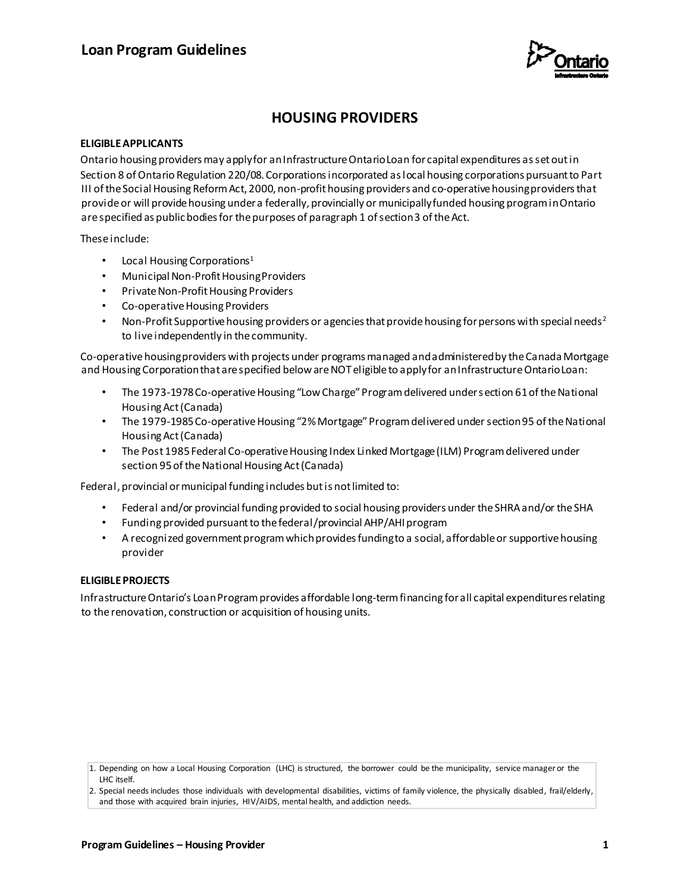# Loan Program Guidelines

## HOUSING PROVIDERS

### ELIGIBLE APPLICANTS

Ontario housing providers may apply for an Infrastructure Ontario Loan for capital expenditures as set out in Section 8 of Ontario Regulation 220/08. Corporations incorporated as local housing corporations pursuant to Part III of the Social Housing Reform Act, 2000, non-profit housing providers and co-operative housing providers that provide or will provide housing under a federally, provincially or municipally funded housing program in Ontario are specified as public bodies for the purposes of paragraph 1 of section 3 of the Act.

These include:

- Local Housing Corporations[1]
- Municipal Non-Profit Housing Providers
- Private Non-Profit Housing Providers
- Co-operative Housing Providers
- Non-Profit Supportive housing providers or agencies that provide housing for persons with special needs[2] to live independently in the community.

Co-operative housing providers with projects under programs managed and administered by the Canada Mortgage and Housing Corporation that are specified below are NOT eligible to apply for an Infrastructure Ontario Loan:

- The 1973-1978 Co-operative Housing "Low Charge" Program delivered under section 61 of the National Housing Act (Canada)
- The 1979-1985 Co-operative Housing "2% Mortgage" Program delivered under section 95 of the National Housing Act (Canada)
- The Post 1985 Federal Co-operative Housing Index Linked Mortgage (ILM) Program delivered under section 95 of the National Housing Act (Canada)

Federal, provincial or municipal funding includes but is not limited to:

- Federal and/or provincial funding provided to social housing providers under the SHRA and/or the SHA
- Funding provided pursuant to the federal/provincial AHP/AHI program
- A recognized government program which provides funding to a social, affordable or supportive housing provider

### ELIGIBLE PROJECTS

Infrastructure Ontario's Loan Program provides affordable long-term financing for all capital expenditures relating to the renovation, construction or acquisition of housing units.

1. Depending on how a Local Housing Corporation (LHC) is structured, the borrower could be the municipality, service manager or the LHC itself.
2. Special needs includes those individuals with developmental disabilities, victims of family violence, the physically disabled, frail/elderly, and those with acquired brain injuries, HIV/AIDS, mental health, and addiction needs.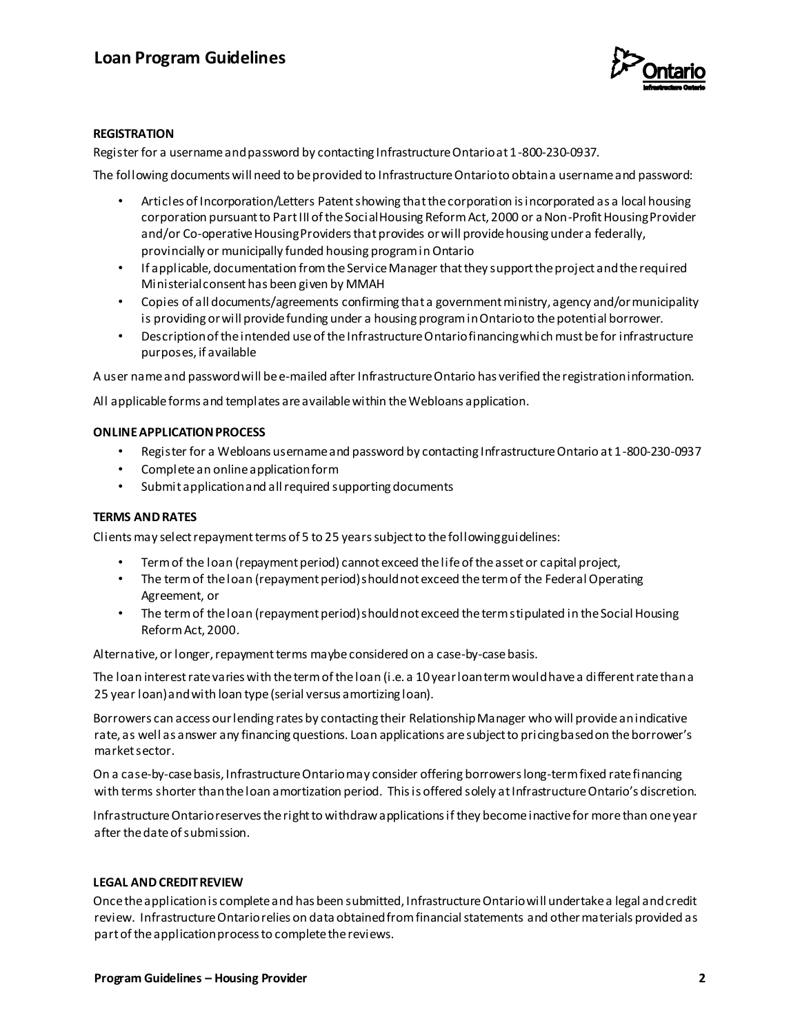### REGISTRATION

Register for a username and password by contacting Infrastructure Ontario at 1-800-230-0937.

The following documents will need to be provided to Infrastructure Ontario to obtain a username and password:

- Articles of Incorporation/Letters Patent showing that the corporation is incorporated as a local housing corporation pursuant to Part III of the Social Housing Reform Act, 2000 or a Non-Profit Housing Provider and/or Co-operative Housing Providers that provides or will provide housing under a federally, provincially or municipally funded housing program in Ontario
- If applicable, documentation from the Service Manager that they support the project and the required Ministerial consent has been given by MMAH
- Copies of all documents/agreements confirming that a government ministry, agency and/or municipality is providing or will provide funding under a housing program in Ontario to the potential borrower.
- Description of the intended use of the Infrastructure Ontario financing which must be for infrastructure purposes, if available

A user name and password will be e-mailed after Infrastructure Ontario has verified the registration information.

All applicable forms and templates are available within the Webloans application.

### ONLINE APPLICATION PROCESS

- Register for a Webloans username and password by contacting Infrastructure Ontario at 1-800-230-0937
- Complete an online application form
- Submit application and all required supporting documents

### TERMS AND RATES

Clients may select repayment terms of 5 to 25 years subject to the following guidelines:

- Term of the loan (repayment period) cannot exceed the life of the asset or capital project,
- The term of the loan (repayment period) should not exceed the term of the Federal Operating Agreement, or
- The term of the loan (repayment period) should not exceed the term stipulated in the Social Housing Reform Act, 2000.

Alternative, or longer, repayment terms maybe considered on a case-by-case basis.

The loan interest rate varies with the term of the loan (i.e. a 10 year loan term would have a different rate than a 25 year loan) and with loan type (serial versus amortizing loan).

Borrowers can access our lending rates by contacting their Relationship Manager who will provide an indicative rate, as well as answer any financing questions. Loan applications are subject to pricing based on the borrower's market sector.

On a case-by-case basis, Infrastructure Ontario may consider offering borrowers long-term fixed rate financing with terms shorter than the loan amortization period. This is offered solely at Infrastructure Ontario's discretion.

Infrastructure Ontario reserves the right to withdraw applications if they become inactive for more than one year after the date of submission.

### LEGAL AND CREDIT REVIEW

Once the application is complete and has been submitted, Infrastructure Ontario will undertake a legal and credit review. Infrastructure Ontario relies on data obtained from financial statements and other materials provided as part of the application process to complete the reviews.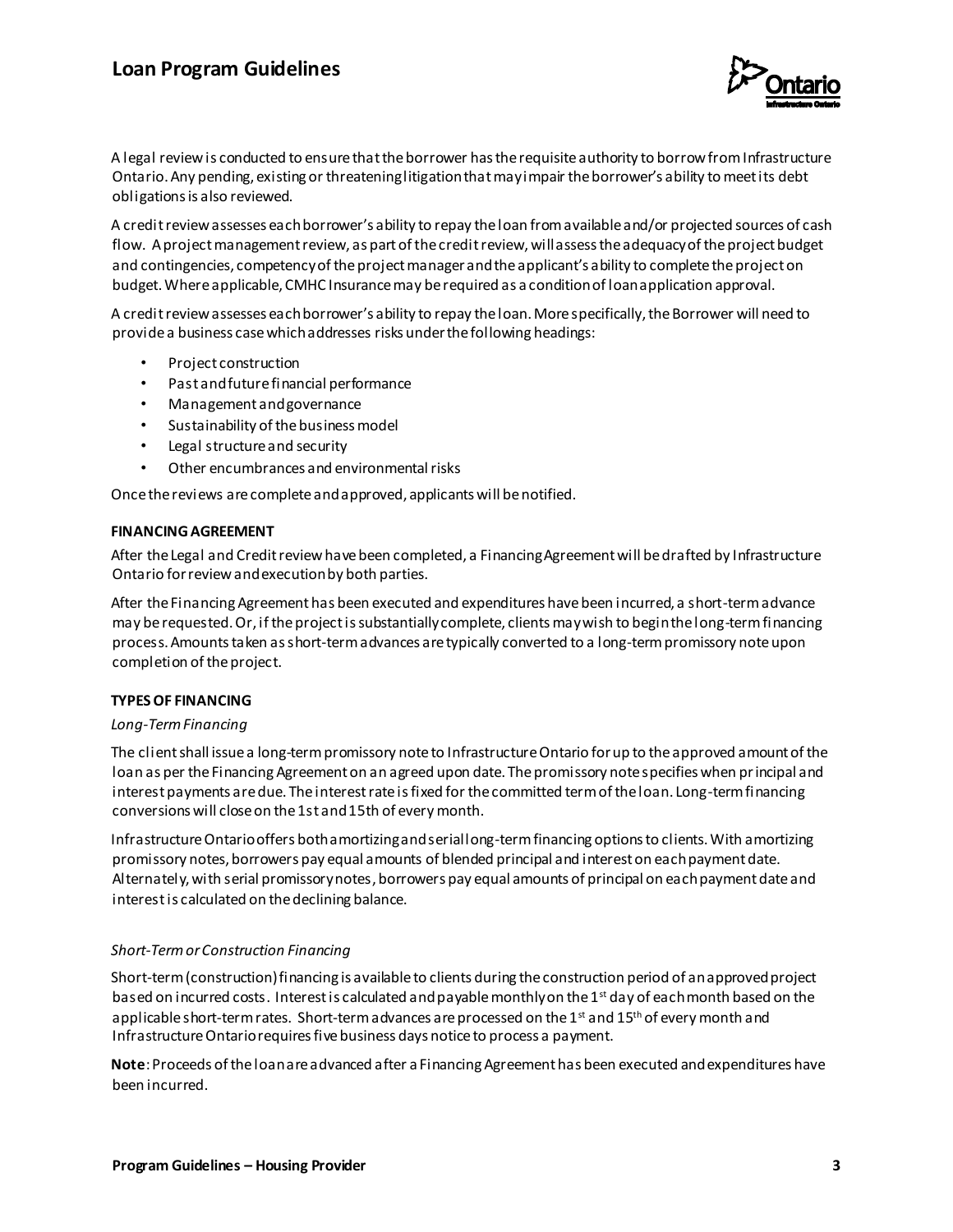A legal review is conducted to ensure that the borrower has the requisite authority to borrow from Infrastructure Ontario. Any pending, existing or threatening litigation that may impair the borrower's ability to meet its debt obligations is also reviewed.

A credit review assesses each borrower's ability to repay the loan from available and/or projected sources of cash flow. A project management review, as part of the credit review, will assess the adequacy of the project budget and contingencies, competency of the project manager and the applicant's ability to complete the project on budget. Where applicable, CMHC Insurance may be required as a condition of loan application approval.

A credit review assesses each borrower's ability to repay the loan. More specifically, the Borrower will need to provide a business case which addresses risks under the following headings:

- Project construction
- Past and future financial performance
- Management and governance
- Sustainability of the business model
- Legal structure and security
- Other encumbrances and environmental risks

Once the reviews are complete and approved, applicants will be notified.

**FINANCING AGREEMENT**

After the Legal and Credit review have been completed, a Financing Agreement will be drafted by Infrastructure Ontario for review and execution by both parties.

After the Financing Agreement has been executed and expenditures have been incurred, a short-term advance may be requested. Or, if the project is substantially complete, clients may wish to begin the long-term financing process. Amounts taken as short-term advances are typically converted to a long-term promissory note upon completion of the project.

**TYPES OF FINANCING**

*Long-Term Financing*

The client shall issue a long-term promissory note to Infrastructure Ontario for up to the approved amount of the loan as per the Financing Agreement on an agreed upon date. The promissory note specifies when principal and interest payments are due. The interest rate is fixed for the committed term of the loan. Long-term financing conversions will close on the 1st and 15th of every month.

Infrastructure Ontario offers both amortizing and serial long-term financing options to clients. With amortizing promissory notes, borrowers pay equal amounts of blended principal and interest on each payment date. Alternately, with serial promissory notes, borrowers pay equal amounts of principal on each payment date and interest is calculated on the declining balance.

*Short-Term or Construction Financing*

Short-term (construction) financing is available to clients during the construction period of an approved project based on incurred costs. Interest is calculated and payable monthly on the 1st day of each month based on the applicable short-term rates. Short-term advances are processed on the 1st and 15th of every month and Infrastructure Ontario requires five business days notice to process a payment.

**Note**: Proceeds of the loan are advanced after a Financing Agreement has been executed and expenditures have been incurred.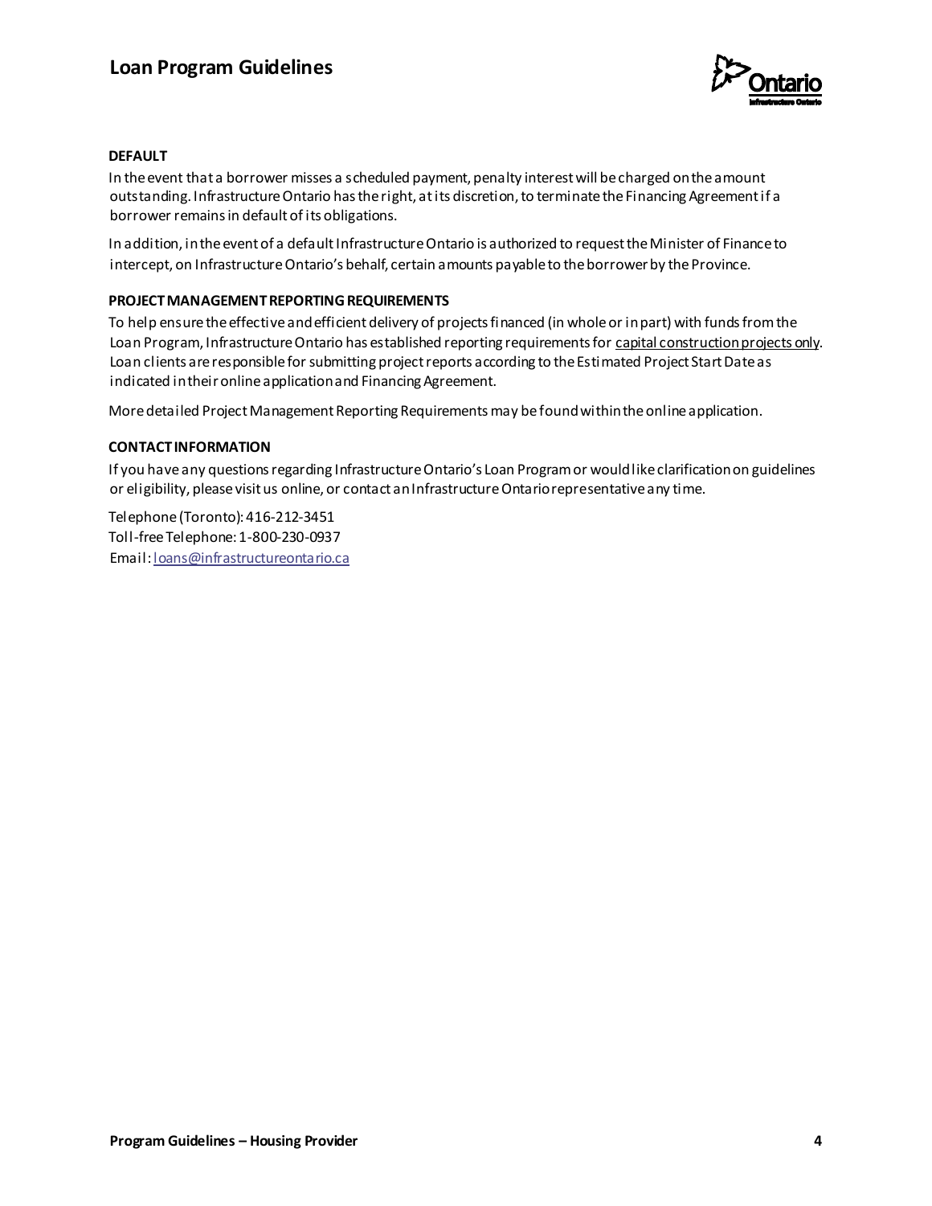**DEFAULT**

In the event that a borrower misses a scheduled payment, penalty interest will be charged on the amount outstanding. Infrastructure Ontario has the right, at its discretion, to terminate the Financing Agreement if a borrower remains in default of its obligations.

In addition, in the event of a default Infrastructure Ontario is authorized to request the Minister of Finance to intercept, on Infrastructure Ontario's behalf, certain amounts payable to the borrower by the Province.

**PROJECT MANAGEMENT REPORTING REQUIREMENTS**

To help ensure the effective and efficient delivery of projects financed (in whole or in part) with funds from the Loan Program, Infrastructure Ontario has established reporting requirements for capital construction projects only. Loan clients are responsible for submitting project reports according to the Estimated Project Start Date as indicated in their online application and Financing Agreement.

More detailed Project Management Reporting Requirements may be found within the online application.

**CONTACT INFORMATION**

If you have any questions regarding Infrastructure Ontario's Loan Program or would like clarification on guidelines or eligibility, please visit us online, or contact an Infrastructure Ontario representative any time.

Telephone (Toronto): 416-212-3451
Toll-free Telephone: 1-800-230-0937
Email: loans@infrastructureontario.ca